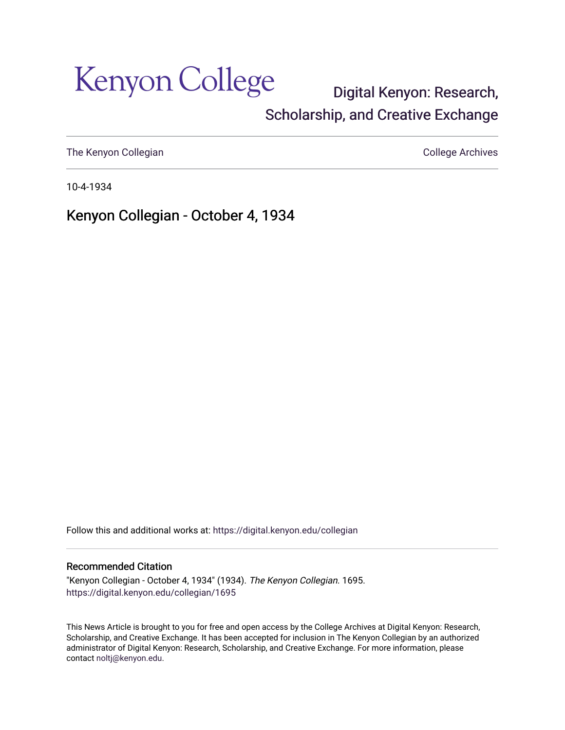# Kenyon College

## Digital Kenyon: Research, Scholarship, and Creative Exchange

The Kenyon Collegian

College Archives

10-4-1934

# Kenyon Collegian - October 4, 1934

Follow this and additional works at: https://digital.kenyon.edu/collegian

### Recommended Citation

"Kenyon Collegian - October 4, 1934" (1934). *The Kenyon Collegian*. 1695.
https://digital.kenyon.edu/collegian/1695

This News Article is brought to you for free and open access by the College Archives at Digital Kenyon: Research, Scholarship, and Creative Exchange. It has been accepted for inclusion in The Kenyon Collegian by an authorized administrator of Digital Kenyon: Research, Scholarship, and Creative Exchange. For more information, please contact noltj@kenyon.edu.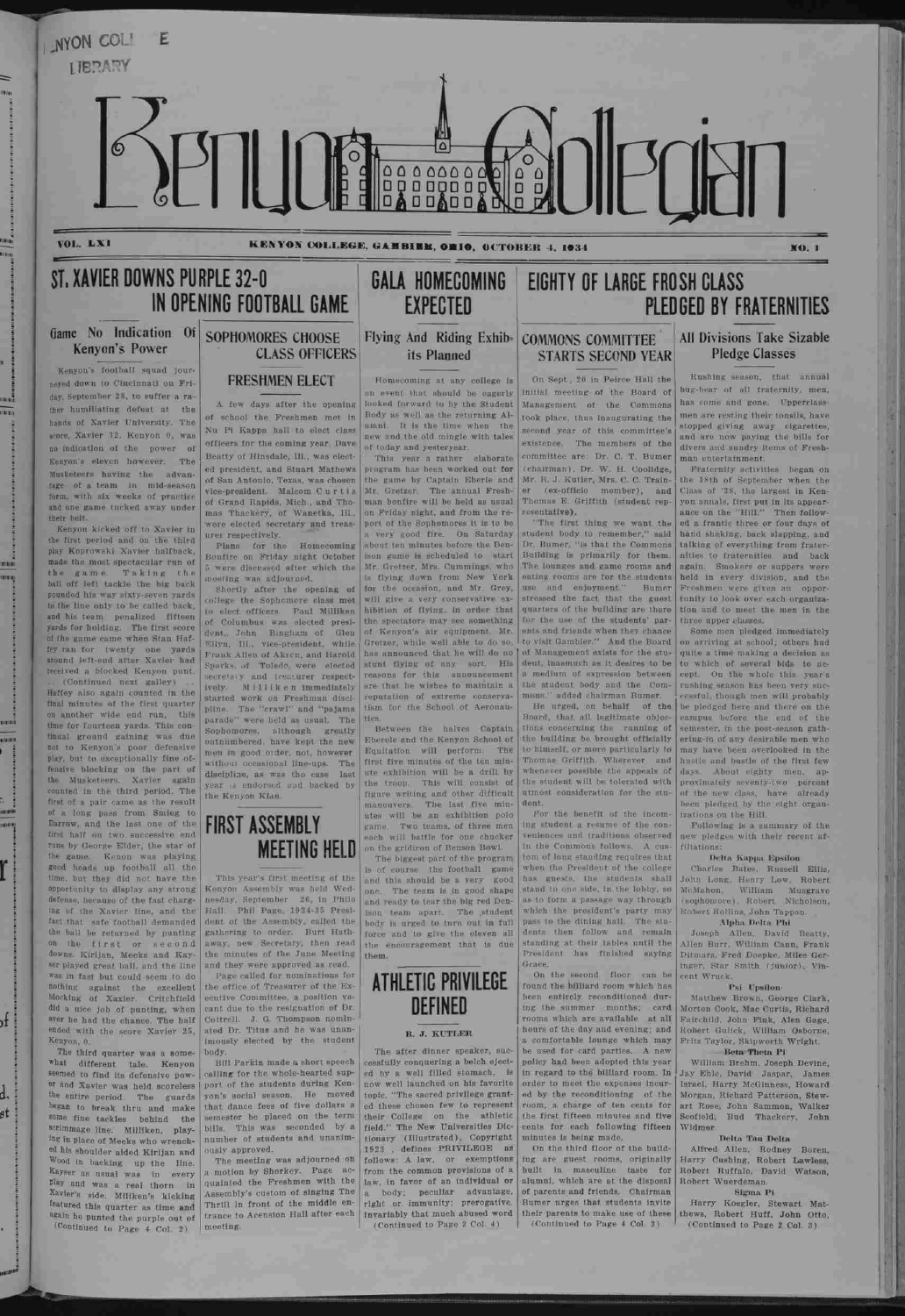# Kenyon Collegian

VOL. LXI — KENYON COLLEGE, GAMBIER, OHIO, OCTOBER 4, 1934 — NO. 1

## ST. XAVIER DOWNS PURPLE 32-0 IN OPENING FOOTBALL GAME

### Game No Indication Of Kenyon's Power

Kenyon's football squad journeyed down to Cincinnati on Friday, September 28, to suffer a rather humiliating defeat at the hands of Xavier University. The score, Xavier 32, Kenyon 0, was no indication of the power of Kenyon's eleven however. The Musketeers having the advantage of a team in mid-season form, with six weeks of practice and one game tucked away under their belt.

Kenyon kicked off to Xavier in the first period and on the third play Koprowski Xavier halfback, made the most spectacular run of the game. Taking the ball off left tackle the big back pounded his way sixty-seven yards to the line only to be called back, and his team penalized fifteen yards for holding. The first score of the game came when Stan Haffey ran for twenty one yards around left-end after Xavier had received a blocked Kenyon punt. .. (Continued next galley) .. Haffey also again counted in the final minutes of the first quarter on another wide end run, this time for fourteen yards. This continual ground gaining was due not to Kenyon's poor defensive play, but to exceptionally fine offensive blocking on the part of the Musketeers. Xavier again counted in the third period. The first of a pair came as the result of a long pass from Smieg to Darrow, and the last one of the first half on two successive end runs by George Elder, the star of the game. Kenon was playing good heads up football all the time, but they did not have the opportunity to display any strong defense, because of the fast charging of the Xavier line, and the fact that safe football demanded the ball be returned by punting on the first or second downs. Kirijan, Meeks and Kayser played great ball, and the line was in fast but could seem to do nothing against the excellent blocking of Xavier. Critchfield did a nice job of punting, when ever he had the chance. The half ended with the score Xavier 25, Kenyon, 0.

The third quarter was a somewhat different tale. Kenyon seemed to find its defensive power and Xavier was held scoreless the entire period. The guards began to break thru and make some fine tackles behind the scrimmage line. Milliken, playing in place of Meeks who wrenched his shoulder aided Kirijan and Wood in backing up the line. Kayser as usual was in every play and was a real thorn in Xavier's side. Milliken's kicking featured this quarter as time and again he punted the purple out of

(Continued to Page 4 Col. 2)

## SOPHOMORES CHOOSE CLASS OFFICERS

### FRESHMEN ELECT

A few days after the opening of school the Freshmen met in Nu Pi Kappa hall to elect class officers for the coming year. Dave Beatty of Hinsdale, Ill., was elected president, and Stuart Mathews of San Antonio, Texas, was chosen vice-president. Malcom Curtis of Grand Rapids, Mich., and Thomas Thackery, of Wanetka, Ill., were elected secretary and treasurer respectively.

Plans for the Homecoming Bonfire on Friday night October 5 were discussed after which the meeting was adjourned.

Shortly after the opening of college the Sophomore class met to elect officers. Paul Milliken of Columbus was elected president, John Bingham of Glen Ellyn, Ill., vice-president, while Frank Allen of Akron, and Harold Sparks, of Toledo, were elected secretary and treasurer respectively. Milliken immediately started work on Freshman discipline. The "crawl" and "pajama parade" were held as usual. The Sophomores, although greatly outnumbered, have kept the new men in good order, not, however without occasional line-ups. The discipline, as was the case last year is endorsed and backed by the Kenyon Klan.

## FIRST ASSEMBLY MEETING HELD

This year's first meeting of the Kenyon Assembly was held Wednesday, September 26, in Philo Hall. Phil Page, 1934-35 President of the Assembly, called the gathering to order. Burt Hathaway, new Secretary, then read the minutes of the June Meeting and they were approved as read.

Page called for nominations for the office of Treasurer of the Executive Committee, a position vacant due to the resignation of Dr. Cottrell. J. G. Thompson nominated Dr. Titus and he was unanimously elected by the student body.

Bill Parkin made a short speech calling for the whole-hearted support of the students during Kenyon's social season. He moved that dance fees of five dollars a semester be placed on the term bills. This was seconded by a number of students and unanimously approved.

The meeting was adjourned on a motion by Shorkey. Page acquainted the Freshmen with the Assembly's custom of singing The Thrill in front of the middle entrance to Acension Hall after each meeting.

## GALA HOMECOMING EXPECTED

### Flying And Riding Exhibits Planned

Homecoming at any college is an event that should be eagerly looked forward to by the Student Body as well as the returning Alumni. It is the time when the new and the old mingle with tales of today and yesteryear.

This year a rather elaborate program has been worked out for the game by Captain Eberle and Mr. Gretzer. The annual Freshman bonfire will be held as usual on Friday night, and from the report of the Sophomores it is to be a very good fire. On Saturday about ten minutes before the Denison game is scheduled to start Mr. Gretzer, Mrs. Cummings, who is flying down from New York for the occasion, and Mr. Grey, will give a very conservative exhibition of flying, in order that the spectators may see something of Kenyon's air equipment. Mr. Gretzer, while well able to do so, has announced that he will do no stunt flying of any sort. His reasons for this announcement are that he wishes to maintain a reputation of extreme conservatism for the School of Aeronautics.

Between the halves Captain Eberele and the Kenyon School of Equitation will perform. The first five minutes of the ten minute exhibition will be a drill by the troop. This will consist of figure writing and other difficult manouvers. The last five minutes will be an exhibition polo game. Two teams, of three men each will battle for one chucker on the gridiron of Benson Bowl.

The biggest part of the program is of course the football game and this should be a very good one. The team is in good shape and ready to tear the big red Denison team apart. The student body is urged to turn out in full force and to give the eleven all the encouragement that is due them.

## ATHLETIC PRIVILEGE DEFINED

### R. J. KUTLER

The after dinner speaker, successfully conquering a belch ejected by a well filled stomach, is now well launched on his favorite topic, "The sacred privilege granted these chosen few to represent their College on the athletic field." The New Universities Dictionary (Illustrated), Copyright 1923, defines PRIVILEGE as follows: A law, or exemptions from the common provisions of a law, in favor of an individual or a body; peculiar advantage, right or immunity; prerogative. invariably that much abused word

(Continued to Page 2 Col. 4)

## EIGHTY OF LARGE FROSH CLASS PLEDGED BY FRATERNITIES

## COMMONS COMMITTEE STARTS SECOND YEAR

On Sept. 20 in Peirce Hall the initial meeting of the Board of Management of the Commons took place, thus inaugurating the second year of this committee's existence. The members of the committee are: Dr. C. T. Bumer (chairman), Dr. W. H. Coolidge, Mr. R. J. Kutler, Mrs. C. C. Trainer (ex-officio member), and Thomas E. Griffith (student representative).

"The first thing we want the student body to remember," said Dr. Bumer, "is that the Commons Building is primarily for them. The lounges and game rooms and eating rooms are for the students use and enjoyment." Bumer stressed the fact that the guest quarters of the building are there for the use of the students' parents and friends when they chance to visit Gambier." And the Board of Management exists for the student, inasmuch as it desires to be a medium of expression between the student body and the Commons," added Chairman Bumer.

He urged, on behalf of the Board, that all legitimate objections concerning the running of the building be brought officially to himself, or more particularly to Thomas Griffith. Wherever and whenever possible the appeals of the student will be tolerated with utmost consideration for the student.

For the benefit of the incoming student a resume of the conveniences and traditions observed in the Commons follows. A custom of long standing requires that when the President of the college has guests, the students shall stand to one side, in the lobby, so as to form a passage way through which the president's party may pass to the dining hall. The students then follow and remain standing at their tables until the President has finished saying Grace.

On the second floor can be found the billiard room which has been entirely reconditioned during the summer months; card rooms which are available at all hours of the day and evening; and a comfortable lounge which may be used for card parties. A new policy had been adopted this year in regard to the billiard room. In order to meet the expenses incurred by the reconditioning of the room, a charge of ten cents for the first fifteen minutes and five cents for each following fifteen minutes is being made.

On the third floor of the building are guest rooms, originally built in masculine taste for alumni, which are at the disposal of parents and friends. Chairman Bumer urges that students invite their parents to make use of these

(Continued to Page 4 Col. 3)

### All Divisions Take Sizable Pledge Classes

Rushing season, that annual bug-bear of all fraternity men, has come and gone. Upperclassmen are resting their tonsils, have stopped giving away cigarettes, and are now paying the bills for divers and sundry items of Freshman entertainment.

Fraternity activities began on the 18th of September when the Class of '38, the largest in Kenyon annals, first put in its appearance on the "Hill." Then followed a frantic three or four days of hand shaking, back slapping, and talking of everything from fraternities to fraternities and back again. Smokers or suppers were held in every division, and the Freshmen were given an opportunity to look over each organization and to meet the men in the three upper classes.

Some men pledged immediately on arriving at school; others had quite a time making a decision as to which of several bids to accept. On the whole this year's rushing season has been very successful, though men will probably be pledged here and there on the campus before the end of the semester, in the post-season gathering-in of any desirable men who may have been overlooked in the hustle and bustle of the first few days. About eighty men, approximately seventy-two percent of the new class, have already been pledged by the eight organizations on the Hill.

Following is a summary of the new pledges with their recent affiliations:

**Delta Kappa Epsilon**

Charles Bates, Russell Ellis, John Long, Henry Low, Robert McMahon, William Musgrave (sophomore), Robert Nicholson, Robert Rollins, John Tappan.

**Alpha Delta Phi**

Joseph Allen, David Beatty, Allen Burr, William Cann, Frank Ditmars, Fred Doepke, Miles Geringer, Star Smith (junior), Vincent Wruck.

**Psi Upsilon**

Matthew Brown, George Clark, Morton Cook, Mac Curtis, Richard Fairchild, John Fink, Alen Gage, Robert Gulick, William Osborne, Fritz Taylor, Skipworth Wright.

**Beta Theta Pi**

William Brehm, Joseph Devine, Jay Ehle, David Jaspar, James Israel, Harry McGinness, Howard Morgan, Richard Patterson, Stewart Rose, John Sammon, Walker Scofield, Bud Thackery, John Widmer.

**Delta Tau Delta**

Alfred Allen, Rodney Boren, Harry Cushing, Robert Lawless, Robert Ruffalo, David Watson, Robert Wuerdeman.

**Sigma Pi**

Harry Koegler, Stewart Matthews, Robert Huff, John Otto,

(Continued to Page 2 Col. 3)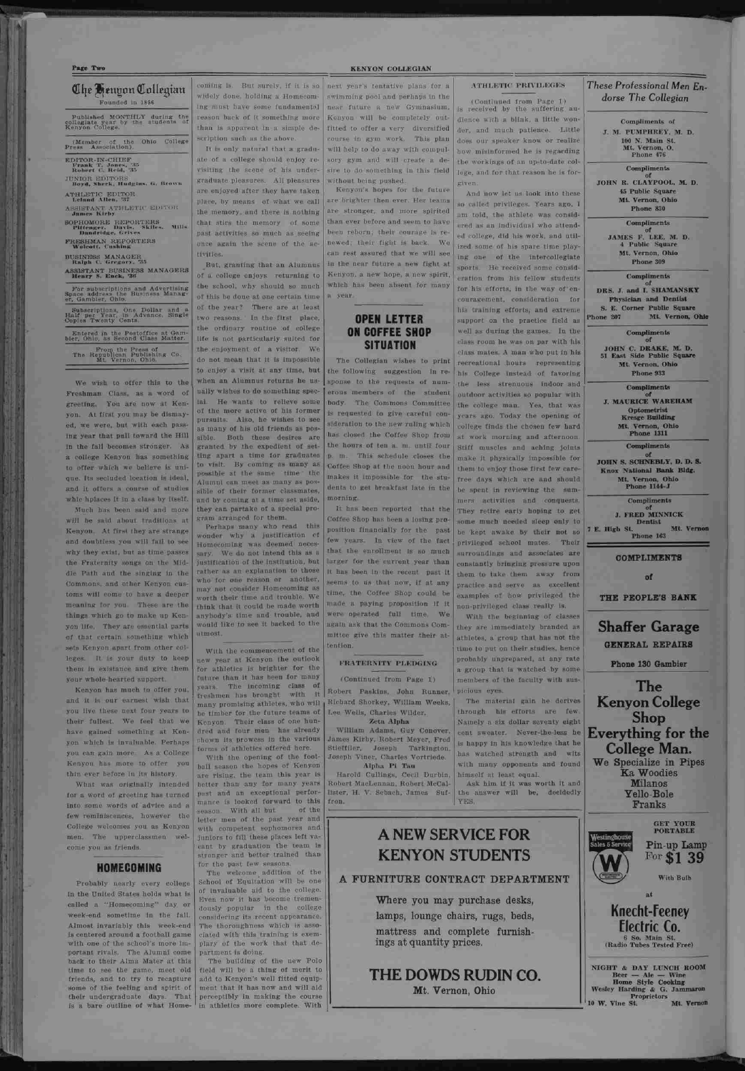# The Kenyon Collegian

Founded in 1856

Published MONTHLY during the collegiate year by the students of Kenyon College.

(Member of the Ohio College Press Association)

EDITOR-IN-CHIEF
Frank T. Jones, '35
Robert C. Reid, '35

JUNIOR EDITORS
Boyd, Sherk, Hudgins, G. Brown

ATHLETIC EDITOR
Leland Allen, '37

ASSISTANT ATHLETIC EDITOR
James Kirby

SOPHOMORE REPORTERS
Pittenger, Davis, Skiles, Mills, Dandridge, Grives

FRESHMAN REPORTERS
Wolcott, Cushing

BUSINESS MANAGER
Ralph C. Gregory, '35

ASSISTANT BUSINESS MANAGERS
Henry S. Enck, '36

For subscriptions and Advertising Space address the Business Manager, Gambier, Ohio.

Subscriptions, One Dollar and a Half per Year, in Advance. Single Copies Twenty Cents.

Entered in the Postoffice at Gambier, Ohio, as Second Class Matter.

From the Press of
The Republican Publishing Co.
Mt. Vernon, Ohio.

We wish to offer this to the Freshman Class, as a word of greeting. You are now at Kenyon. At first you may be dismayed, we were, but with each passing year that pull toward the Hill in the fall becomes stronger. As a college Kenyon has something to offer which we believe is unique. Its secluded location is ideal, and it offers a course of studies which places it in a class by itself.

Much has been said and more will be said about traditions at Kenyon. At first they are strange and doubtless you will fail to see why they exist, but as time passes the Fraternity songs on the Middle Path and the singing in the Commons, and other Kenyon customs will come to have a deeper meaning for you. These are the things which go to make up Kenyon life. They are essential parts of that certain something which sets Kenyon apart from other colleges. It is your duty to keep them in existance and give them your whole-hearted support.

Kenyon has much to offer you, and it is our earnest wish that you live these next four years to their fullest. We feel that we have gained something at Kenyon which is invaluable. Perhaps you can gain more. As a College Kenyon has more to offer you than ever before in its history.

What was originally intended for a word of greeting has turned into some words of advice and a few reminiscences, however the College welcomes you as Kenyon men. The upperclassmen welcome you as friends.

## HOMECOMING

Probably nearly every college in the United States holds what is called a "Homecoming" day or week-end sometime in the fall. Almost invariably this week-end is centered around a football game with one of the school's more important rivals. The Alumni come back to their Alma Mater at this time to see the game, meet old friends, and to try to recapture some of the feeling and spirit of their undergraduate days. That is a bare outline of what Homecoming is. But surely, if it is so widely done, holding a Homecoming must have some fundamental reason back of it something more than is apparent in a simple description such as the above.

It is only natural that a graduate of a college should enjoy revisiting the scene of his undergraduate pleasures. All pleasures are enjoyed after they have taken place, by means of what we call the memory, and there is nothing that stirs the memory of some past activities so much as seeing once again the scene of the activities.

But, granting that an Alumnus of a college enjoys returning to the school, why should so much of this be done at one certain time of the year? There are at least two reasons. In the first place, the ordinary routine of college life is not particularly suited for the enjoyment of a visitor. We do not mean that it is impossible to enjoy a visit at any time, but when an Alumnus returns he usually wishes to do something special. He wants to relieve some of the more active of his former pursuits. Also, he wishes to see as many of his old friends as possible. Both these desires are granted by the expedient of setting apart a time for graduates to visit. By coming as many as possible at the same time the Alumni can meet as many as possible of their former classmates, and by coming at a time set aside, they can partake of a special program arranged for them.

Perhaps many who read this wonder why a justification of Homecoming was deemed necessary. We do not intend this as a justification of the institution, but rather as an explanation to those who for one reason or another, may not consider Homecoming as worth their time and trouble. We think that it could be made worth anybody's time and trouble, and would like to see it backed to the utmost.

With the commencement of the new year at Kenyon the outlook for athletics is brighter for the future than it has been for many years. The incoming class of freshmen has brought with it many promising athletes, who will be timber for the future teams of Kenyon. Their class of one hundred and four men has already shown its prowess in the various forms of athletics offered here.

With the opening of the football season the hopes of Kenyon are rising, the team this year is better than any for many years past and an exceptional performance is looked forward to this season. With all but of the letter men of the past year and with competent sophomores and juniors to fill these places left vacant by graduation the team is stronger and better trained than for the past few seasons.

The welcome addition of the School of Equitation will be one of invaluable aid to the college. Even now it has become tremendously popular in the college considering its recent appearance. The thoroughness which is associated with this training is exemplary of the work that that department is doing.

The building of the new Polo field will be a thing of merit to add to Kenyon's well fitted equipment that it has now and will aid perceptibly in making the course in athletics more complete. With next year's tentative plans for a swimming pool and perhaps in the near future a new Gymnasium, Kenyon will be completely outfitted to offer a very diversified course in gym work. This plan will help to do away with compulsory gym and will create a desire to do something in this field without being pushed.

Kenyon's hopes for the future are brighter then ever. Her teams are stronger, and more spirited than ever before and seem to have been reborn; their courage is renewed; their fight is back. We can rest assured that we will see in the near future a new fight at Kenyon, a new hope, a new spirit, which has been absent for many a year.

## OPEN LETTER ON COFFEE SHOP SITUATION

The Collegian wishes to print the following suggestion in response to the requests of numerous members of the student body. The Commons Committee is requested to give careful consideration to the new ruling which has closed the Coffee Shop from the hours of ten a. m. until four p. m. This schedule closes the Coffee Shop at the noon hour and makes it impossible for the students to get breakfast late in the morning.

It has been reported that the Coffee Shop has been a losing proposition financially for the past few years. In view of the fact that the enrollment is so much larger for the current year than it has been in the recent past it seems to us that now, if at any time, the Coffee Shop could be made a paying proposition if it were operated full time. We again ask that the Commons Committee give this matter their attention.

### FRATERNITY PLEDGING

(Continued from Page 1)

Robert Paskins, John Runner, Richard Shorkey, William Weeks, Lee Wells, Charles Wilder.

**Zeta Alpha**

William Adams, Guy Conover, James Kirby, Robert Meyer, Fred Stieffler, Joseph Tarkington, Joseph Viner, Charles Vortriede.

**Alpha Pi Tau**

Harold Cullings, Cecil Durbin, Robert MacLennan, Robert McCallister, H. V. Sebach, James Suffron.

### ATHLETIC PRIVILEGES

(Continued from Page 1)

is received by the suffering audience with a blink, a little wonder, and much patience. Little does our speaker know or realize how misinformed he is regarding the workings of an up-to-date college, and for that reason he is forgiven.

And now let us look into these so called privileges. Years ago, I am told, the athlete was considered as an individual who attended college, did his work, and utilized some of his spare time playing one of the intercollegiate sports. He received some consideration from his fellow students for his efforts, in the way of encouragement, consideration for his training efforts, and extreme support on the practice field as well as during the games. In the class room he was on par with his class mates. A man who put in his recreational hours representing his College instead of favoring the less strenuous indoor and outdoor activities so popular with the college man. Yes, that was years ago. Today the opening of college finds the chosen few hard at work morning and afternoon. Stiff muscles and aching joints make it physically impossible for them to enjoy those first few carefree days which are and should be spent in reviewing the summers activities and conquests. They retire early hoping to get some much needed sleep only to be kept awake by their not so privileged school mates. Their surroundings and associates are constantly bringing pressure upon them to take them away from practice and serve as excellent examples of how privileged the non-privileged class really is.

With the beginning of classes they are immediately branded as athletes, a group that has not the time to put on their studies, hence probably unprepared, at any rate a group that is watched by some members of the faculty with suspicious eyes.

The material gain he derives through his efforts are few. Namely a six dollar seventy eight cent sweater. Never-the-less he is happy in his knowledge that he has watched strength and wits with many opponents and found himself at least equal.

Ask him if it was worth it and the answer will be, decidedly YES.

## A NEW SERVICE FOR KENYON STUDENTS

A FURNITURE CONTRACT DEPARTMENT

Where you may purchase desks, lamps, lounge chairs, rugs, beds, mattress and complete furnishings at quantity prices.

THE DOWDS RUDIN CO.
Mt. Vernon, Ohio

## These Professional Men Endorse The Collegian

Compliments of
J. M. PUMPHREY, M. D.
100 N. Main St.
Mt. Vernon, O.
Phone 476

Compliments of
JOHN R. CLAYPOOL, M. D.
45 Public Square
Mt. Vernon, Ohio
Phone 830

Compliments of
JAMES F. LEE, M. D.
4 Public Square
Mt. Vernon, Ohio
Phone 309

Compliments of
DRS. J. and I. SHAMANSKY
Physician and Dentist
S. E. Corner Public Square
Phone 207 Mt. Vernon, Ohio

Compliments of
JOHN C. DRAKE, M. D.
51 East Side Public Square
Mt. Vernon, Ohio
Phone 933

Compliments of
J. MAURICE WAREHAM
Optometrist
Kresge Building
Mt. Vernon, Ohio
Phone 1311

Compliments of
JOHN S. SCHNEBLY, D. D. S.
Knox National Bank Bldg.
Mt. Vernon, Ohio
Phone 1144-J

Compliments of
J. FRED MINNICK
Dentist
7 E. High St. Mt. Vernon
Phone 163

COMPLIMENTS of THE PEOPLE'S BANK

**Shaffer Garage**
GENERAL REPAIRS
Phone 130 Gambier

**The Kenyon College Shop**
**Everything for the College Man.**
We Specialize in Pipes
Ka Woodies
Milanos
Yello-Bole
Franks

Westinghouse Sales & Service

GET YOUR PORTABLE
Pin-up Lamp
For $1 39
With Bulb
at
**Knecht-Feeney Electric Co.**
6 So. Main St.
(Radio Tubes Tested Free)

NIGHT & DAY LUNCH ROOM
Beer — Ale — Wine
Home Style Cooking
Wesley Harding & G. Jammaron
Proprietors
10 W. Vine St. Mt. Vernon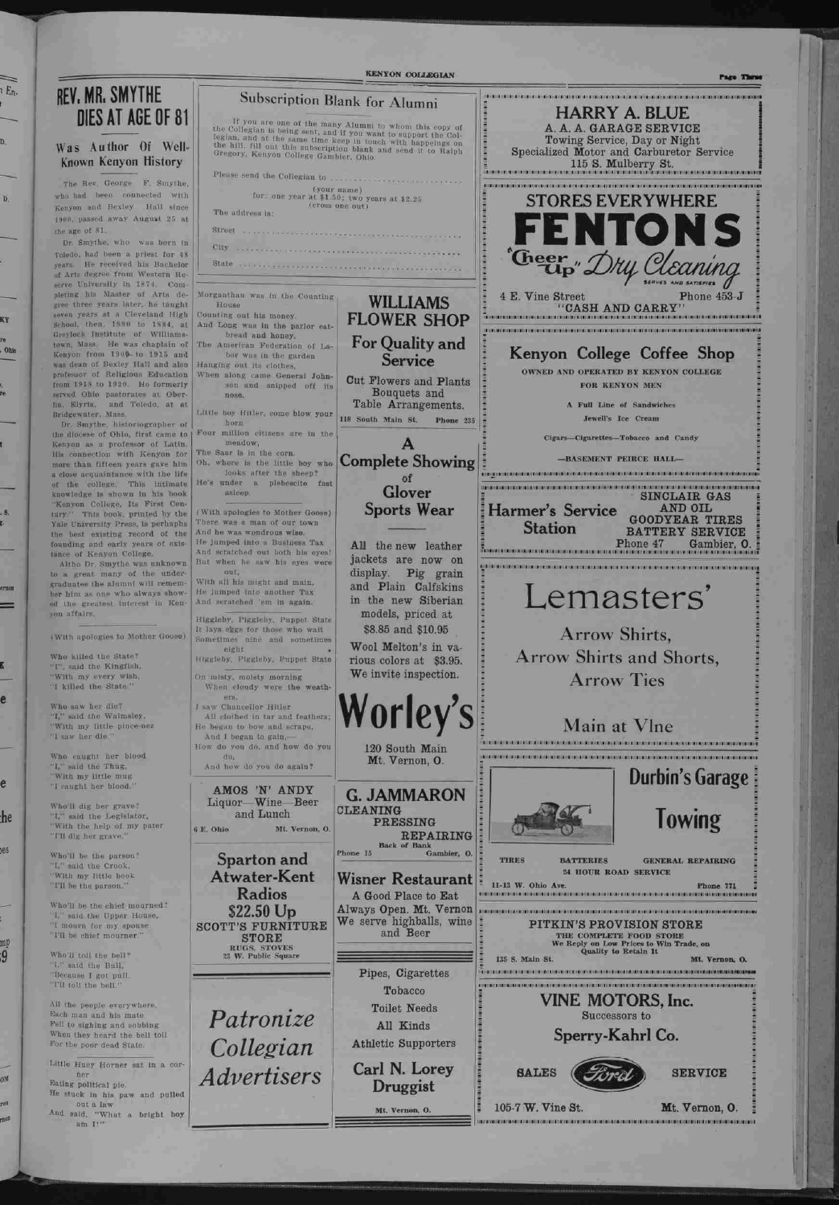## REV. MR. SMYTHE DIES AT AGE OF 81

### Was Author Of Well-Known Kenyon History

The Rev. George F. Smythe, who had been connected with Kenyon and Bexley Hall since 1900, passed away August 25 at the age of 81.

Dr. Smythe, who was born in Toledo, had been a priest for 48 years. He received his Bachelor of Arts degree from Western Reserve University in 1874. Completing his Master of Arts degree three years later, he taught seven years at a Cleveland High School, then, 1880 to 1884, at Greylock Institute of Williamstown, Mass. He was chaplain of Kenyon from 1900 to 1915 and was dean of Bexley Hall and also professor of Religious Education from 1918 to 1920. He formerly served Ohio pastorates at Oberlin, Elyria, and Toledo, at at Bridgewater, Mass.

Dr. Smythe, historiographer of the diocese of Ohio, first came to Kenyon as a professor of Latin. His connection with Kenyon for more than fifteen years gave him a close acquaintance with the life of the college. This intimate knowledge is shown in his book "Kenyon College, Its First Century." This book, printed by the Yale University Press, is perhaps the best existing record of the founding and early years of existance of Kenyon College.

Altho Dr. Smythe was unknown to a great many of the undergraduates the alumni will remember him as one who always showed the greatest interest in Kenyon affairs.

(With apologies to Mother Goose)

Who killed the State?
"I," said the Kingfish,
"With my every wish,
I killed the State."

Who saw her die?
"I," said the Walmsley,
"With my little pince-nez
I saw her die."

Who caught her blood
"I," said the Thug,
"With my little mug
I caught her blood."

Who'll dig her grave?
"I," said the Legislator,
"With the help of my pater
I'll dig her grave."

Who'll be the parson?
"I," said the Crook,
"With my little book
I'll be the parson."

Who'll be the chief mourned?
"I," said the Upper House,
"I mourn for my spouse
I'll be chief mourner."

Who'll toll the bell?
"I," said the Bull,
"Because I got pull.
I'll toll the bell."

All the people everywhere,
Each man and his mate
Fell to sighing and sobbing
When they heard the bell toll
For the poor dead State.

Little Huey Horner sat in a corner
Eating political pie.
He stuck in his paw and pulled out a law
And said, "What a bright boy am I!"

## Subscription Blank for Alumni

If you are one of the many Alumni to whom this copy of the Collegian is being sent, and if you want to support the Collegian, and at the same time keep in touch with happenings on the hill, fill out this subscription blank and send it to Ralph Gregory, Kenyon College, Gambier, Ohio.

Please send the Collegian to ..........................
(your name)
for: one year at $1.50; two years at $2.25
(cross one out)

The address is:

Street ..........................

City ..........................

State ..........................

Morganthau was in the Counting House
Counting out his money.
And Long was in the parlor eating bread and honey,
The American Federation of Labor was in the garden
Hanging out its clothes,
When along came General Johnson and snipped off its nose.

Little boy Hitler, come blow your horn
Four million citizens are in the meadow,
The Saar is in the corn.
Oh, where is the little boy who looks after the sheep?
He's under a plebescite fast asleep.

(With apologies to Mother Goose)
There was a man of our town
And he was wondrous wise.
He jumped into a Business Tax
And scratched out both his eyes!
But when he saw his eyes were out,
With all his might and main,
He jumped into another Tax
And scratched 'em in again.

Higgleby, Piggleby, Puppet State
It lays eggs for those who wait
Sometimes nine and sometimes eight
Higgleby, Piggleby, Puppet State

On misty, moisty morning
When cloudy were the weathers,
I saw Chancellor Hitler
All clothed in tar and feathers;
He began to bow and scrape,
And I began to gain,—
How do you do, and how do you do,
And how do you do again?

**AMOS 'N' ANDY**
Liquor—Wine—Beer
and Lunch
6 E. Ohio — Mt. Vernon, O.

**Sparton and Atwater-Kent Radios**
**$22.50 Up**
SCOTT'S FURNITURE STORE
RUGS, STOVES
23 W. Public Square

*Patronize Collegian Advertisers*

**WILLIAMS FLOWER SHOP**
For Quality and Service
Cut Flowers and Plants
Bouquets and
Table Arrangements.
118 South Main St. — Phone 235

**A Complete Showing of Glover Sports Wear**

All the new leather jackets are now on display. Pig grain and Plain Calfskins in the new Siberian models, priced at $8.85 and $10.95

Wool Melton's in various colors at $3.95. We invite inspection.

**Worley's**
120 South Main
Mt. Vernon, O.

**G. JAMMARON**
CLEANING
PRESSING
REPAIRING
Back of Bank
Phone 15 — Gambier, O.

**Wisner Restaurant**
A Good Place to Eat
Always Open. Mt. Vernon
We serve highballs, wine and Beer

Pipes, Cigarettes
Tobacco
Toilet Needs
All Kinds
Athletic Supporters
**Carl N. Lorey Druggist**
Mt. Vernon, O.

**HARRY A. BLUE**
A. A. A. GARAGE SERVICE
Towing Service, Day or Night
Specialized Motor and Carburetor Service
115 S. Mulberry St.

STORES EVERYWHERE
**FENTONS**
"Cheer Up" Dry Cleaning
SERVES AND SATISFIES
4 E. Vine Street — Phone 453-J
"CASH AND CARRY"

**Kenyon College Coffee Shop**
OWNED AND OPERATED BY KENYON COLLEGE FOR KENYON MEN
A Full Line of Sandwiches
Jewell's Ice Cream
Cigars—Cigarettes—Tobacco and Candy
—BASEMENT PEIRCE HALL—

**Harmer's Service Station**
SINCLAIR GAS AND OIL
GOODYEAR TIRES
BATTERY SERVICE
Phone 47 — Gambier, O.

**Lemasters'**
Arrow Shirts,
Arrow Shirts and Shorts,
Arrow Ties
Main at Vine

**Durbin's Garage**
**Towing**
TIRES — BATTERIES — GENERAL REPAIRING
24 HOUR ROAD SERVICE
11-13 W. Ohio Ave. — Phone 771

**PITKIN'S PROVISION STORE**
THE COMPLETE FOOD STORE
We Rely on Low Prices to Win Trade, on Quality to Retain It
135 S. Main St. — Mt. Vernon, O.

**VINE MOTORS, Inc.**
Successors to
**Sperry-Kahrl Co.**
SALES — Ford — SERVICE
105-7 W. Vine St. — Mt. Vernon, O.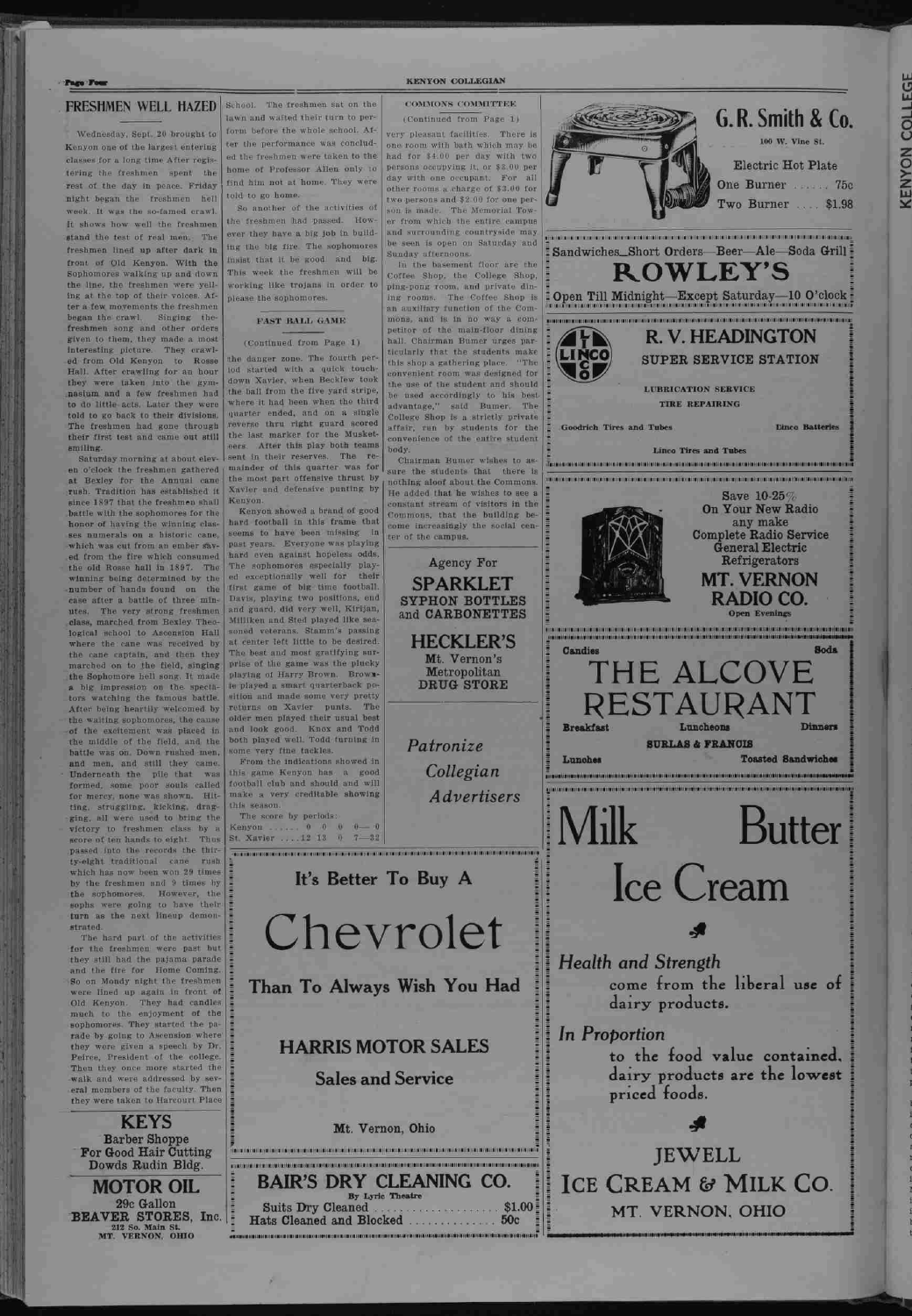## FRESHMEN WELL HAZED

Wednesday, Sept. 20 brought to Kenyon one of the largest entering classes for a long time After registering the freshmen spent the rest of the day in peace. Friday night began the freshmen hell week. It was the so-famed crawl. It shows how well the freshmen stand the test of real men. The freshmen lined up after dark in front of Old Kenyon. With the Sophomores walking up and down the line, the freshmen were yelling at the top of their voices. After a few movements the freshmen began the crawl. Singing the freshmen song and other orders given to them, they made a most interesting picture. They crawled from Old Kenyon to Rosse Hall. After crawling for an hour they were taken into the gymnasium and a few freshmen had to do little acts. Later they were told to go back to their divisions. The freshmen had gone through their first test and came out still smiling.

Saturday morning at about eleven o'clock the freshmen gathered at Bexley for the Annual cane rush. Tradition has established it since 1897 that the freshmen shall battle with the sophomores for the honor of having the winning classes numerals on a historic cane, which was cut from an ember saved from the fire which consumed the old Rosse hall in 1897. The winning being determined by the number of hands found on the cane after a battle of three minutes. The very strong freshmen class, marched from Bexley Theological school to Ascension Hall where the cane was received by the cane captain, and then they marched on to the field, singing the Sophomore hell song. It made a big impression on the spectators watching the famous battle. After being heartily welcomed by the waiting sophomores, the cane of the excitement was placed in the middle of the field, and the battle was on. Down rushed men, and men, and still they came. Underneath the pile that was formed, some poor souls called for mercy, none was shown. Hitting, struggling, kicking, dragging, all were used to bring the victory to freshmen class by a score of ten hands to eight. Thus passed into the records the thirty-eight traditional cane rush which has now been won 29 times by the freshmen and 9 times by the sophomores. However, the sophs were going to have their turn as the next lineup demonstrated.

The hard part of the activities for the freshmen were past but they still had the pajama parade and the fire for Home Coming. So on Mondy night the freshmen were lined up again in front of Old Kenyon. They had candles much to the enjoyment of the sophomores. They started the parade by going to Ascension where they were given a speech by Dr. Peirce, President of the College. Then they once more started the walk and were addressed by several members of the faculty. Then they were taken to Harcourt Place School. The freshmen sat on the lawn and waited their turn to perform before the whole school. After the performance was concluded the freshmen were taken to the home of Professor Allen only to find him not at home. They were told to go home.

So another of the activities of the freshmen had passed. However they have a big job in building the big fire. The sophomores insist that it be good and big. This week the freshmen will be working like trojans in order to please the sophomores.

### FAST BALL GAME

(Continued from Page 1)

the danger zone. The fourth period started with a quick touchdown Xavier, when Becklew took the ball from the five yard stripe, where it had been when the third quarter ended, and on a single reverse thru right guard scored the last marker for the Musketeers. After this play both teams sent in their reserves. The remainder of this quarter was for the most part offensive thrust by Xavier and defensive punting by Kenyon.

Kenyon showed a brand of good hard football in this frame that seems to have been missing in past years. Everyone was playing hard even against hopeless odds. The sophomores especially played exceptionally well for their first game of big time football. Davis, playing two positions, end and guard, did very well, Kirtjan, Milliken and Sted played like seasoned veterans. Stamm's passing at center left little to be desired. The best and most gratifying surprise of the game was the plucky playing of Harry Brown. Brown is played a smart quarterback position and made some very pretty returns on Xavier punts. The older men played their usual best and look good. Knox and Todd both played well. Todd turning in some very fine tackles.

From the indications showed in this game Kenyon has a good football club and should and will make a very creditable showing this season.

The score by periods:

| | | | | | |
|---|---|---|---|---|---|
| Kenyon | 0 | 0 | 0 | 0 | — 0 |
| St. Xavier | 12 | 13 | 0 | 7 | —32 |

### COMMONS COMMITTEE

(Continued from Page 1)

very pleasant facilities. There is one room with bath which may be had for $4.00 per day with two persons occupying it, or $3.00 per day with one occupant. For all other rooms a charge of $3.00 for two persons and $2.00 for one person is made. The Memorial Tower from which the entire campus and surrounding countryside may be seen is open on Saturday and Sunday afternoons.

In the basement floor are the Coffee Shop, the College Shop, ping-pong room, and private dining rooms. The Coffee Shop is an auxiliary function of the Commons, and is in no way a competitor of the main-floor dining hall. Chairman Bumer urges particularly that the students make this shop a gathering place. "The convenient room was designed for the use of the student and should be used accordingly to his best advantage," said Bumer. The College Shop is a strictly private affair, run by students for the convenience of the entire student body.

Chairman Bumer wishes to assure the students that there is nothing aloof about the Commons. He added that he wishes to see a constant stream of visitors in the Commons, that the building become increasingly the social center of the campus.

---

**KEYS**
Barber Shoppe
For Good Hair Cutting
Dowds Rudin Bldg.

**MOTOR OIL**
29c Gallon
BEAVER STORES, Inc.
212 So. Main St.
MT. VERNON, OHIO

Agency For
**SPARKLET**
**SYPHON BOTTLES and CARBONETTES**

**HECKLER'S**
Mt. Vernon's
Metropolitan
DRUG STORE

*Patronize Collegian Advertisers*

It's Better To Buy A
**Chevrolet**
Than To Always Wish You Had
**HARRIS MOTOR SALES**
Sales and Service
Mt. Vernon, Ohio

**BAIR'S DRY CLEANING CO.**
By Lyric Theatre
Suits Dry Cleaned .................... $1.00
Hats Cleaned and Blocked .............. 50c

**G. R. Smith & Co.**
100 W. Vine St.
Electric Hot Plate
One Burner ...... 75c
Two Burner .... $1.98

Sandwiches—Short Orders—Beer—Ale—Soda Grill
**ROWLEY'S**
Open Till Midnight—Except Saturday—10 O'clock

**R. V. HEADINGTON**
SUPER SERVICE STATION
LUBRICATION SERVICE
TIRE REPAIRING
Goodrich Tires and Tubes — Linco Batteries
Linco Tires and Tubes

Save 10-25%
On Your New Radio
any make
Complete Radio Service
General Electric
Refrigerators
**MT. VERNON RADIO CO.**
Open Evenings

Candies — Soda
**THE ALCOVE RESTAURANT**
Breakfast — Luncheons — Dinners
SURLAS & FRANCIS
Lunches — Toasted Sandwiches

**Milk Butter Ice Cream**

*Health and Strength*
come from the liberal use of dairy products.

*In Proportion*
to the food value contained, dairy products are the lowest priced foods.

**JEWELL ICE CREAM & MILK CO.**
MT. VERNON, OHIO